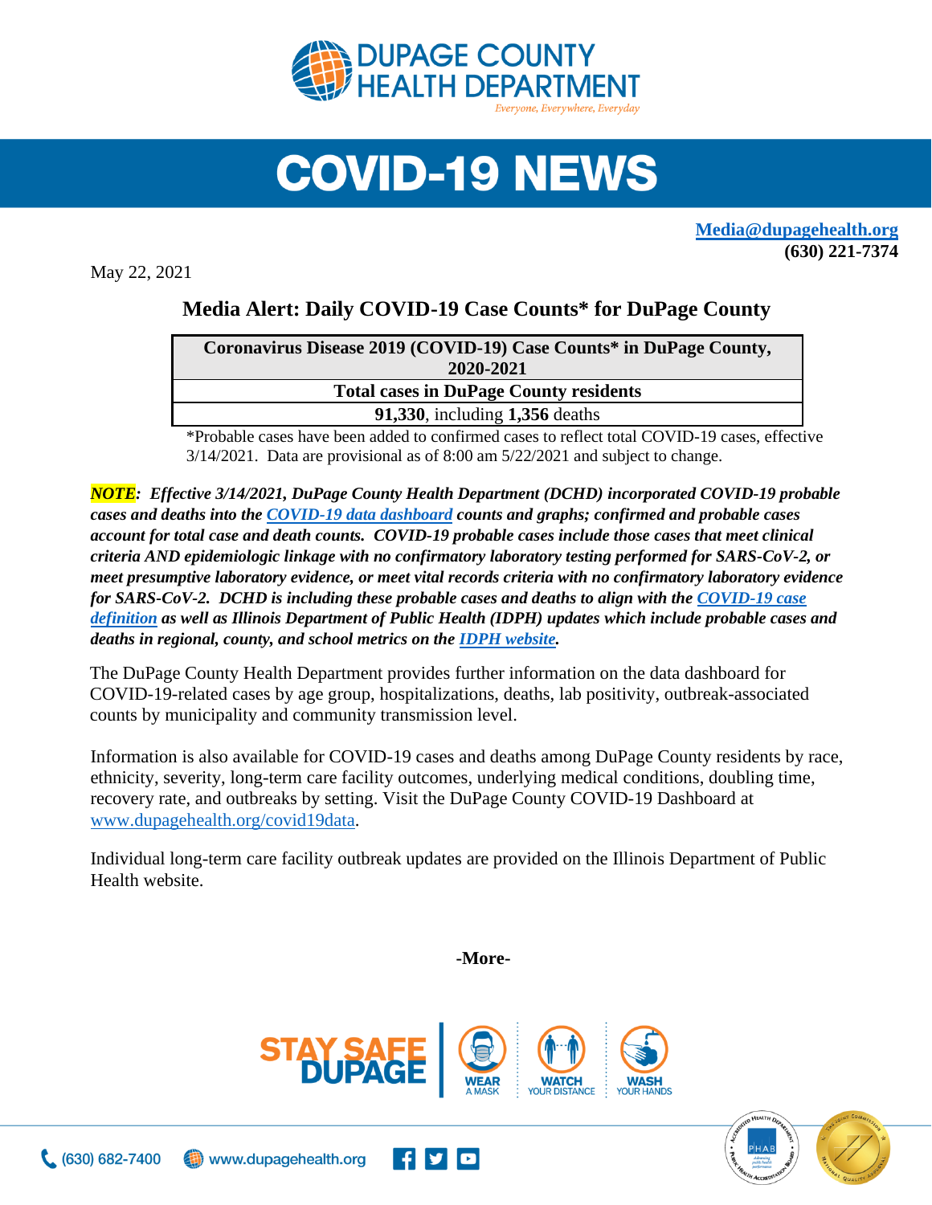# DUPAGE COUNTY HEALTH DEPARTMENT

*Everyone, Everywhere, Everyday*

# COVID-19 NEWS

**Media@dupagehealth.org**
**(630) 221-7374**

May 22, 2021

## Media Alert: Daily COVID-19 Case Counts* for DuPage County

| Coronavirus Disease 2019 (COVID-19) Case Counts* in DuPage County, 2020-2021 |
|---|
| **Total cases in DuPage County residents** |
| **91,330**, including **1,356** deaths |

*Probable cases have been added to confirmed cases to reflect total COVID-19 cases, effective 3/14/2021. Data are provisional as of 8:00 am 5/22/2021 and subject to change.

***NOTE**: Effective 3/14/2021, DuPage County Health Department (DCHD) incorporated COVID-19 probable cases and deaths into the COVID-19 data dashboard counts and graphs; confirmed and probable cases account for total case and death counts. COVID-19 probable cases include those cases that meet clinical criteria AND epidemiologic linkage with no confirmatory laboratory testing performed for SARS-CoV-2, or meet presumptive laboratory evidence, or meet vital records criteria with no confirmatory laboratory evidence for SARS-CoV-2. DCHD is including these probable cases and deaths to align with the COVID-19 case definition as well as Illinois Department of Public Health (IDPH) updates which include probable cases and deaths in regional, county, and school metrics on the IDPH website.*

The DuPage County Health Department provides further information on the data dashboard for COVID-19-related cases by age group, hospitalizations, deaths, lab positivity, outbreak-associated counts by municipality and community transmission level.

Information is also available for COVID-19 cases and deaths among DuPage County residents by race, ethnicity, severity, long-term care facility outcomes, underlying medical conditions, doubling time, recovery rate, and outbreaks by setting. Visit the DuPage County COVID-19 Dashboard at www.dupagehealth.org/covid19data.

Individual long-term care facility outbreak updates are provided on the Illinois Department of Public Health website.

**-More-**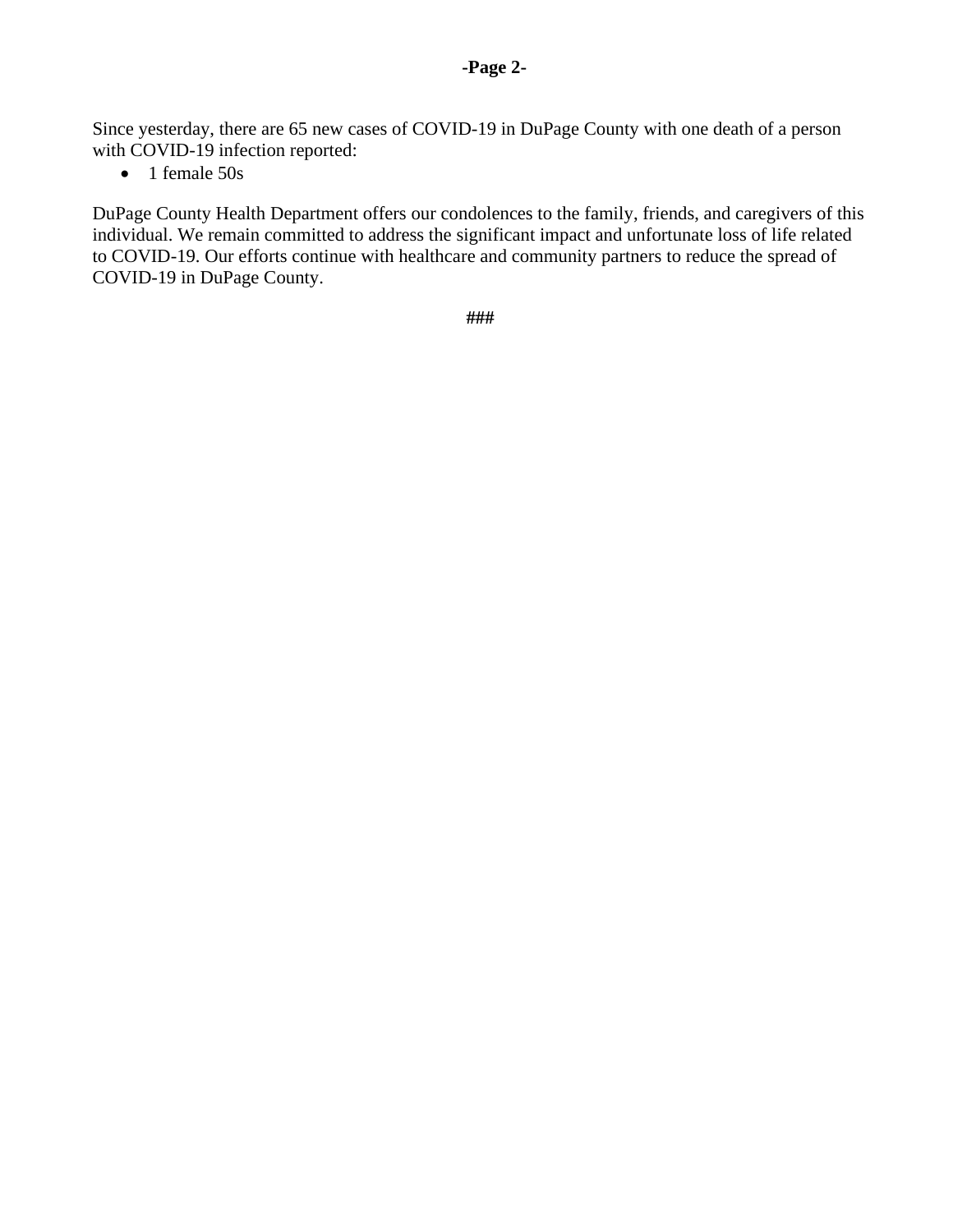Since yesterday, there are 65 new cases of COVID-19 in DuPage County with one death of a person with COVID-19 infection reported:

- 1 female 50s

DuPage County Health Department offers our condolences to the family, friends, and caregivers of this individual. We remain committed to address the significant impact and unfortunate loss of life related to COVID-19. Our efforts continue with healthcare and community partners to reduce the spread of COVID-19 in DuPage County.

**###**